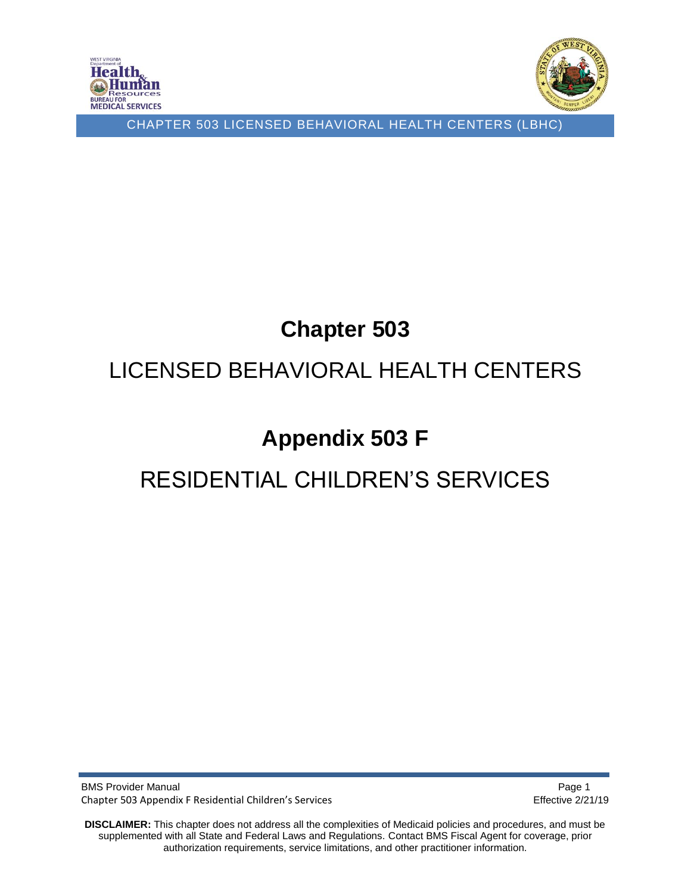# Chapter 503

# LICENSED BEHAVIORAL HEALTH CENTERS

# Appendix 503 F

# RESIDENTIAL CHILDREN'S SERVICES

**DISCLAIMER:** This chapter does not address all the complexities of Medicaid policies and procedures, and must be supplemented with all State and Federal Laws and Regulations. Contact BMS Fiscal Agent for coverage, prior authorization requirements, service limitations, and other practitioner information.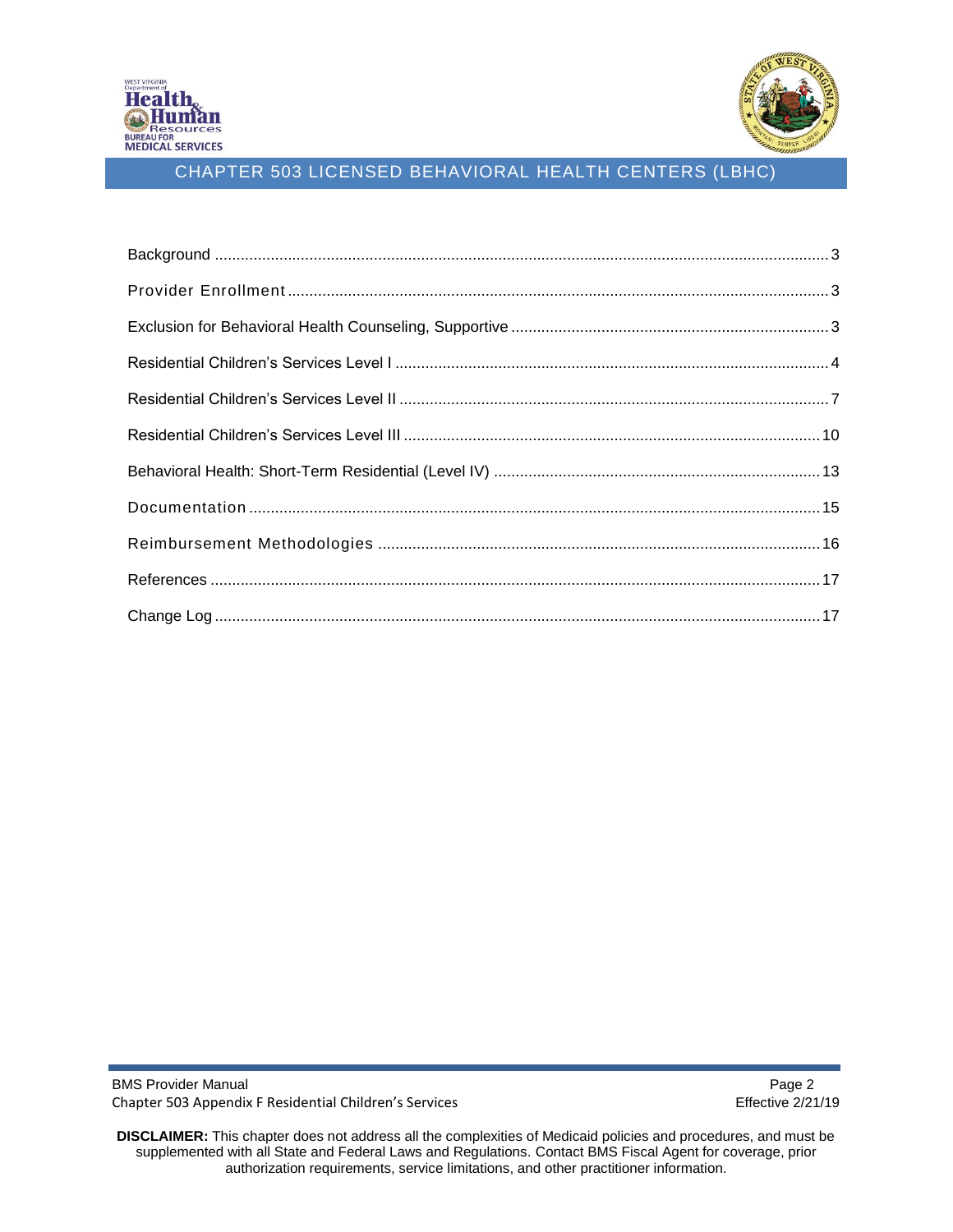# CHAPTER 503 LICENSED BEHAVIORAL HEALTH CENTERS (LBHC)

Background .......... 3

Provider Enrollment .......... 3

Exclusion for Behavioral Health Counseling, Supportive .......... 3

Residential Children's Services Level I .......... 4

Residential Children's Services Level II .......... 7

Residential Children's Services Level III .......... 10

Behavioral Health: Short-Term Residential (Level IV) .......... 13

Documentation .......... 15

Reimbursement Methodologies .......... 16

References .......... 17

Change Log .......... 17

**DISCLAIMER:** This chapter does not address all the complexities of Medicaid policies and procedures, and must be supplemented with all State and Federal Laws and Regulations. Contact BMS Fiscal Agent for coverage, prior authorization requirements, service limitations, and other practitioner information.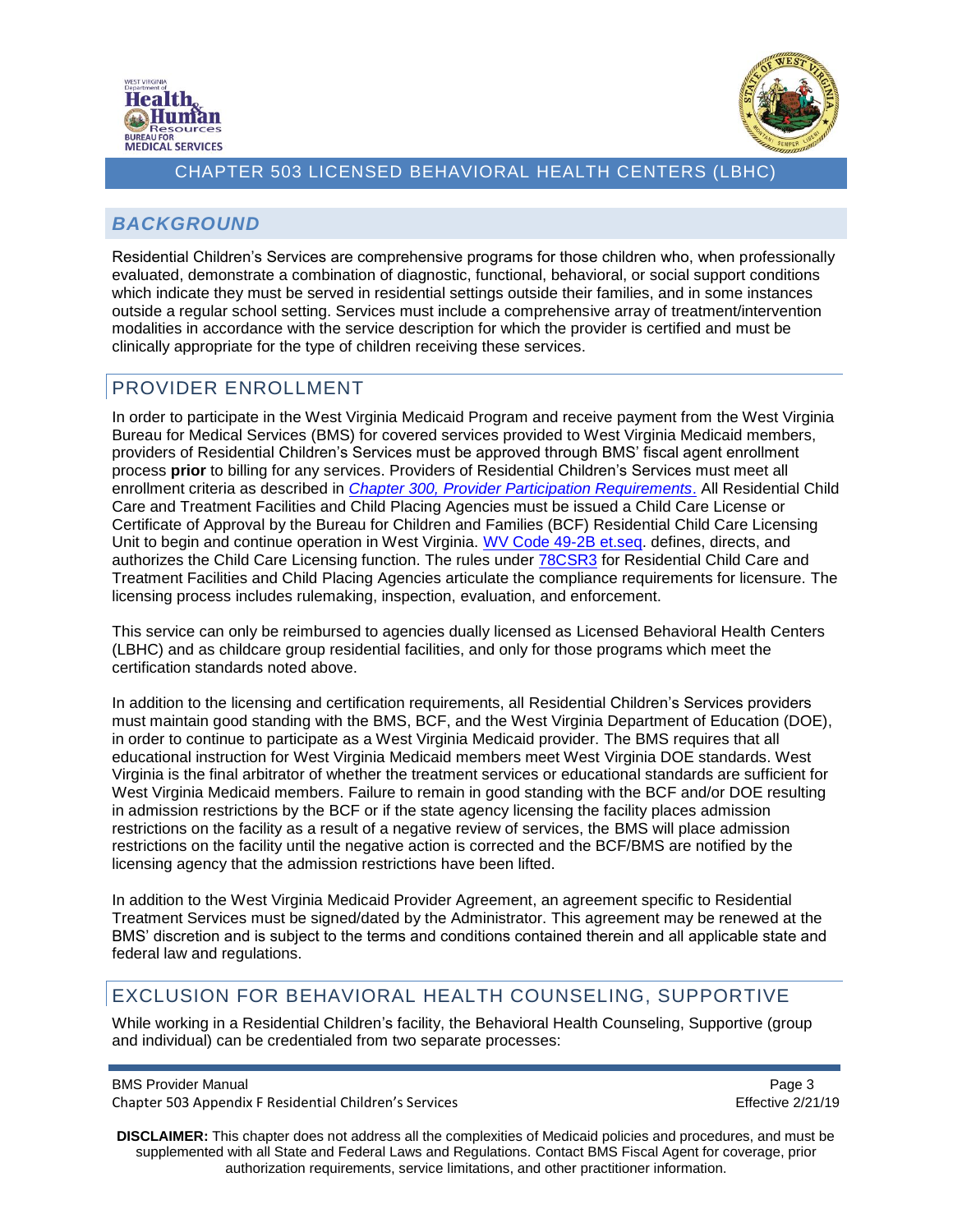## BACKGROUND

Residential Children's Services are comprehensive programs for those children who, when professionally evaluated, demonstrate a combination of diagnostic, functional, behavioral, or social support conditions which indicate they must be served in residential settings outside their families, and in some instances outside a regular school setting. Services must include a comprehensive array of treatment/intervention modalities in accordance with the service description for which the provider is certified and must be clinically appropriate for the type of children receiving these services.

## PROVIDER ENROLLMENT

In order to participate in the West Virginia Medicaid Program and receive payment from the West Virginia Bureau for Medical Services (BMS) for covered services provided to West Virginia Medicaid members, providers of Residential Children's Services must be approved through BMS' fiscal agent enrollment process **prior** to billing for any services. Providers of Residential Children's Services must meet all enrollment criteria as described in *Chapter 300, Provider Participation Requirements*. All Residential Child Care and Treatment Facilities and Child Placing Agencies must be issued a Child Care License or Certificate of Approval by the Bureau for Children and Families (BCF) Residential Child Care Licensing Unit to begin and continue operation in West Virginia. WV Code 49-2B et.seq. defines, directs, and authorizes the Child Care Licensing function. The rules under 78CSR3 for Residential Child Care and Treatment Facilities and Child Placing Agencies articulate the compliance requirements for licensure. The licensing process includes rulemaking, inspection, evaluation, and enforcement.

This service can only be reimbursed to agencies dually licensed as Licensed Behavioral Health Centers (LBHC) and as childcare group residential facilities, and only for those programs which meet the certification standards noted above.

In addition to the licensing and certification requirements, all Residential Children's Services providers must maintain good standing with the BMS, BCF, and the West Virginia Department of Education (DOE), in order to continue to participate as a West Virginia Medicaid provider. The BMS requires that all educational instruction for West Virginia Medicaid members meet West Virginia DOE standards. West Virginia is the final arbitrator of whether the treatment services or educational standards are sufficient for West Virginia Medicaid members. Failure to remain in good standing with the BCF and/or DOE resulting in admission restrictions by the BCF or if the state agency licensing the facility places admission restrictions on the facility as a result of a negative review of services, the BMS will place admission restrictions on the facility until the negative action is corrected and the BCF/BMS are notified by the licensing agency that the admission restrictions have been lifted.

In addition to the West Virginia Medicaid Provider Agreement, an agreement specific to Residential Treatment Services must be signed/dated by the Administrator. This agreement may be renewed at the BMS' discretion and is subject to the terms and conditions contained therein and all applicable state and federal law and regulations.

## EXCLUSION FOR BEHAVIORAL HEALTH COUNSELING, SUPPORTIVE

While working in a Residential Children's facility, the Behavioral Health Counseling, Supportive (group and individual) can be credentialed from two separate processes: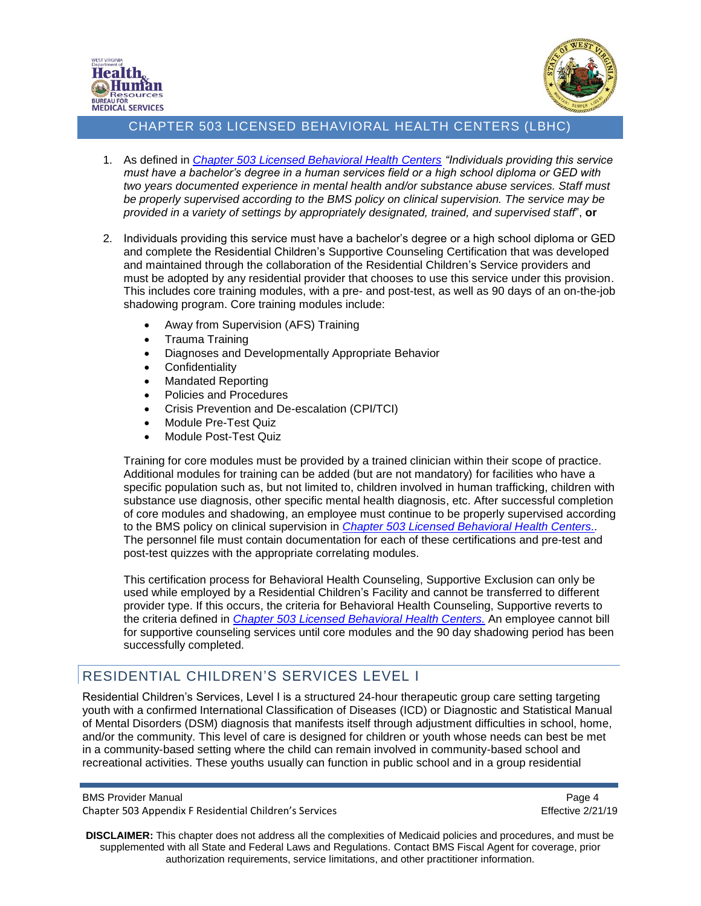1. As defined in [Chapter 503 Licensed Behavioral Health Centers] *"Individuals providing this service must have a bachelor's degree in a human services field or a high school diploma or GED with two years documented experience in mental health and/or substance abuse services. Staff must be properly supervised according to the BMS policy on clinical supervision. The service may be provided in a variety of settings by appropriately designated, trained, and supervised staff"*, **or**

2. Individuals providing this service must have a bachelor's degree or a high school diploma or GED and complete the Residential Children's Supportive Counseling Certification that was developed and maintained through the collaboration of the Residential Children's Service providers and must be adopted by any residential provider that chooses to use this service under this provision. This includes core training modules, with a pre- and post-test, as well as 90 days of an on-the-job shadowing program. Core training modules include:

   - Away from Supervision (AFS) Training
   - Trauma Training
   - Diagnoses and Developmentally Appropriate Behavior
   - Confidentiality
   - Mandated Reporting
   - Policies and Procedures
   - Crisis Prevention and De-escalation (CPI/TCI)
   - Module Pre-Test Quiz
   - Module Post-Test Quiz

   Training for core modules must be provided by a trained clinician within their scope of practice. Additional modules for training can be added (but are not mandatory) for facilities who have a specific population such as, but not limited to, children involved in human trafficking, children with substance use diagnosis, other specific mental health diagnosis, etc. After successful completion of core modules and shadowing, an employee must continue to be properly supervised according to the BMS policy on clinical supervision in [Chapter 503 Licensed Behavioral Health Centers.]. The personnel file must contain documentation for each of these certifications and pre-test and post-test quizzes with the appropriate correlating modules.

   This certification process for Behavioral Health Counseling, Supportive Exclusion can only be used while employed by a Residential Children's Facility and cannot be transferred to different provider type. If this occurs, the criteria for Behavioral Health Counseling, Supportive reverts to the criteria defined in [Chapter 503 Licensed Behavioral Health Centers.] An employee cannot bill for supportive counseling services until core modules and the 90 day shadowing period has been successfully completed.

## RESIDENTIAL CHILDREN'S SERVICES LEVEL I

Residential Children's Services, Level I is a structured 24-hour therapeutic group care setting targeting youth with a confirmed International Classification of Diseases (ICD) or Diagnostic and Statistical Manual of Mental Disorders (DSM) diagnosis that manifests itself through adjustment difficulties in school, home, and/or the community. This level of care is designed for children or youth whose needs can best be met in a community-based setting where the child can remain involved in community-based school and recreational activities. These youths usually can function in public school and in a group residential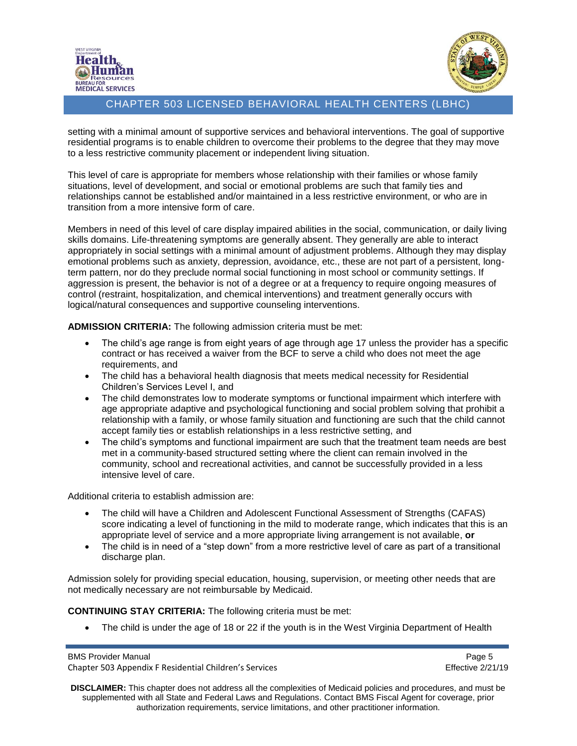setting with a minimal amount of supportive services and behavioral interventions. The goal of supportive residential programs is to enable children to overcome their problems to the degree that they may move to a less restrictive community placement or independent living situation.

This level of care is appropriate for members whose relationship with their families or whose family situations, level of development, and social or emotional problems are such that family ties and relationships cannot be established and/or maintained in a less restrictive environment, or who are in transition from a more intensive form of care.

Members in need of this level of care display impaired abilities in the social, communication, or daily living skills domains. Life-threatening symptoms are generally absent. They generally are able to interact appropriately in social settings with a minimal amount of adjustment problems. Although they may display emotional problems such as anxiety, depression, avoidance, etc., these are not part of a persistent, long-term pattern, nor do they preclude normal social functioning in most school or community settings. If aggression is present, the behavior is not of a degree or at a frequency to require ongoing measures of control (restraint, hospitalization, and chemical interventions) and treatment generally occurs with logical/natural consequences and supportive counseling interventions.

**ADMISSION CRITERIA:** The following admission criteria must be met:

- The child's age range is from eight years of age through age 17 unless the provider has a specific contract or has received a waiver from the BCF to serve a child who does not meet the age requirements, and
- The child has a behavioral health diagnosis that meets medical necessity for Residential Children's Services Level I, and
- The child demonstrates low to moderate symptoms or functional impairment which interfere with age appropriate adaptive and psychological functioning and social problem solving that prohibit a relationship with a family, or whose family situation and functioning are such that the child cannot accept family ties or establish relationships in a less restrictive setting, and
- The child's symptoms and functional impairment are such that the treatment team needs are best met in a community-based structured setting where the client can remain involved in the community, school and recreational activities, and cannot be successfully provided in a less intensive level of care.

Additional criteria to establish admission are:

- The child will have a Children and Adolescent Functional Assessment of Strengths (CAFAS) score indicating a level of functioning in the mild to moderate range, which indicates that this is an appropriate level of service and a more appropriate living arrangement is not available, **or**
- The child is in need of a "step down" from a more restrictive level of care as part of a transitional discharge plan.

Admission solely for providing special education, housing, supervision, or meeting other needs that are not medically necessary are not reimbursable by Medicaid.

**CONTINUING STAY CRITERIA:** The following criteria must be met:

- The child is under the age of 18 or 22 if the youth is in the West Virginia Department of Health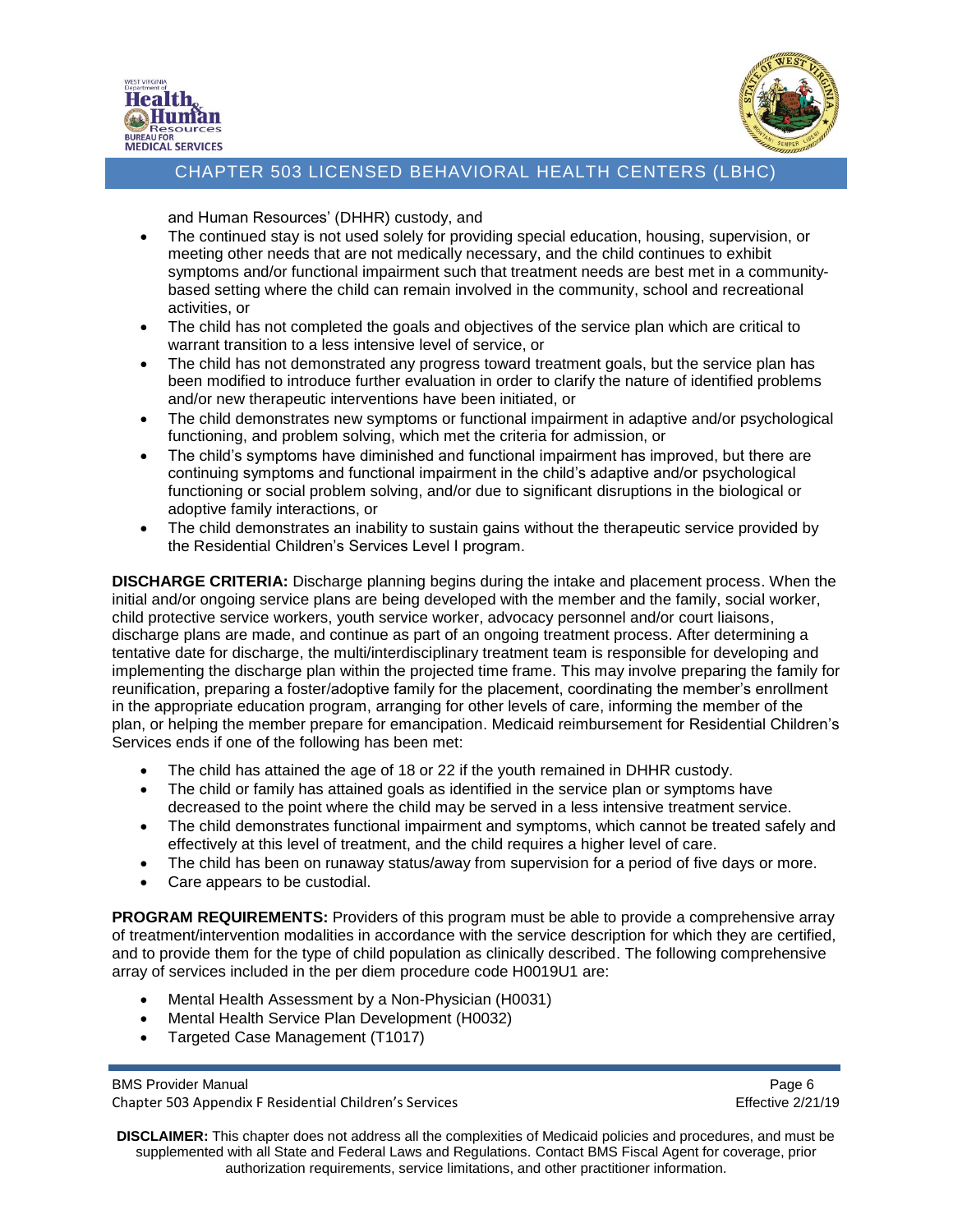and Human Resources' (DHHR) custody, and

- The continued stay is not used solely for providing special education, housing, supervision, or meeting other needs that are not medically necessary, and the child continues to exhibit symptoms and/or functional impairment such that treatment needs are best met in a community-based setting where the child can remain involved in the community, school and recreational activities, or
- The child has not completed the goals and objectives of the service plan which are critical to warrant transition to a less intensive level of service, or
- The child has not demonstrated any progress toward treatment goals, but the service plan has been modified to introduce further evaluation in order to clarify the nature of identified problems and/or new therapeutic interventions have been initiated, or
- The child demonstrates new symptoms or functional impairment in adaptive and/or psychological functioning, and problem solving, which met the criteria for admission, or
- The child's symptoms have diminished and functional impairment has improved, but there are continuing symptoms and functional impairment in the child's adaptive and/or psychological functioning or social problem solving, and/or due to significant disruptions in the biological or adoptive family interactions, or
- The child demonstrates an inability to sustain gains without the therapeutic service provided by the Residential Children's Services Level I program.

**DISCHARGE CRITERIA:** Discharge planning begins during the intake and placement process. When the initial and/or ongoing service plans are being developed with the member and the family, social worker, child protective service workers, youth service worker, advocacy personnel and/or court liaisons, discharge plans are made, and continue as part of an ongoing treatment process. After determining a tentative date for discharge, the multi/interdisciplinary treatment team is responsible for developing and implementing the discharge plan within the projected time frame. This may involve preparing the family for reunification, preparing a foster/adoptive family for the placement, coordinating the member's enrollment in the appropriate education program, arranging for other levels of care, informing the member of the plan, or helping the member prepare for emancipation. Medicaid reimbursement for Residential Children's Services ends if one of the following has been met:

- The child has attained the age of 18 or 22 if the youth remained in DHHR custody.
- The child or family has attained goals as identified in the service plan or symptoms have decreased to the point where the child may be served in a less intensive treatment service.
- The child demonstrates functional impairment and symptoms, which cannot be treated safely and effectively at this level of treatment, and the child requires a higher level of care.
- The child has been on runaway status/away from supervision for a period of five days or more.
- Care appears to be custodial.

**PROGRAM REQUIREMENTS:** Providers of this program must be able to provide a comprehensive array of treatment/intervention modalities in accordance with the service description for which they are certified, and to provide them for the type of child population as clinically described. The following comprehensive array of services included in the per diem procedure code H0019U1 are:

- Mental Health Assessment by a Non-Physician (H0031)
- Mental Health Service Plan Development (H0032)
- Targeted Case Management (T1017)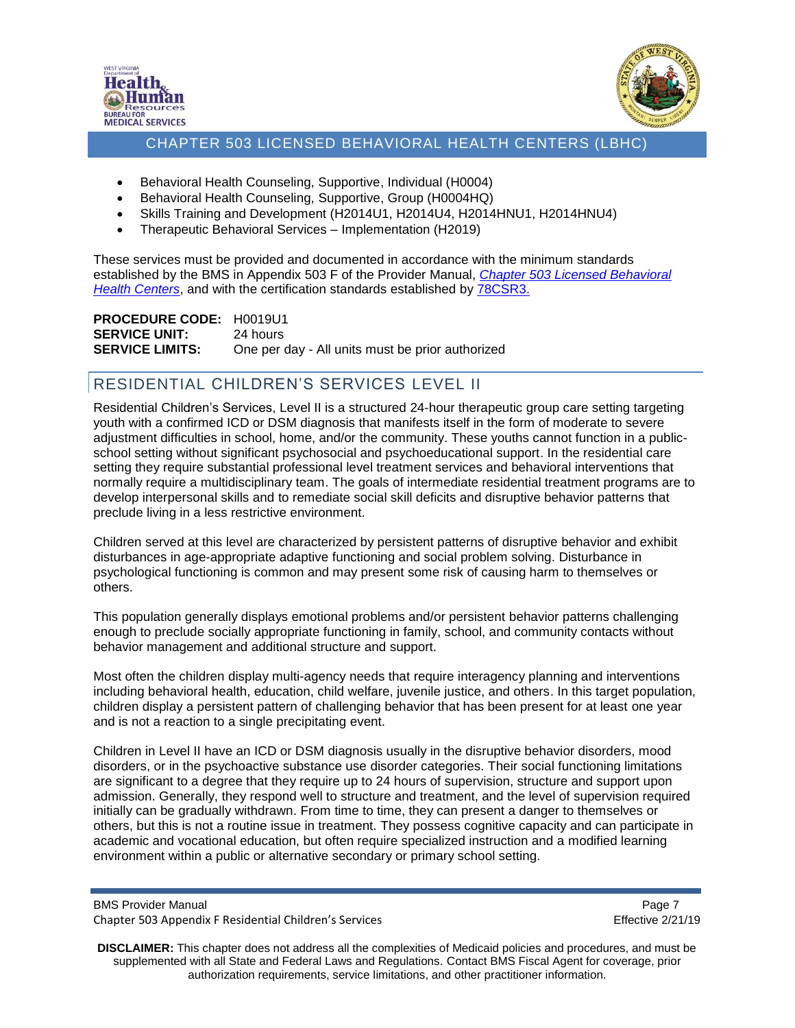- Behavioral Health Counseling, Supportive, Individual (H0004)
- Behavioral Health Counseling, Supportive, Group (H0004HQ)
- Skills Training and Development (H2014U1, H2014U4, H2014HNU1, H2014HNU4)
- Therapeutic Behavioral Services – Implementation (H2019)

These services must be provided and documented in accordance with the minimum standards established by the BMS in Appendix 503 F of the Provider Manual, *Chapter 503 Licensed Behavioral Health Centers*, and with the certification standards established by 78CSR3.

**PROCEDURE CODE:** H0019U1
**SERVICE UNIT:** 24 hours
**SERVICE LIMITS:** One per day - All units must be prior authorized

## RESIDENTIAL CHILDREN'S SERVICES LEVEL II

Residential Children's Services, Level II is a structured 24-hour therapeutic group care setting targeting youth with a confirmed ICD or DSM diagnosis that manifests itself in the form of moderate to severe adjustment difficulties in school, home, and/or the community. These youths cannot function in a public-school setting without significant psychosocial and psychoeducational support. In the residential care setting they require substantial professional level treatment services and behavioral interventions that normally require a multidisciplinary team. The goals of intermediate residential treatment programs are to develop interpersonal skills and to remediate social skill deficits and disruptive behavior patterns that preclude living in a less restrictive environment.

Children served at this level are characterized by persistent patterns of disruptive behavior and exhibit disturbances in age-appropriate adaptive functioning and social problem solving. Disturbance in psychological functioning is common and may present some risk of causing harm to themselves or others.

This population generally displays emotional problems and/or persistent behavior patterns challenging enough to preclude socially appropriate functioning in family, school, and community contacts without behavior management and additional structure and support.

Most often the children display multi-agency needs that require interagency planning and interventions including behavioral health, education, child welfare, juvenile justice, and others. In this target population, children display a persistent pattern of challenging behavior that has been present for at least one year and is not a reaction to a single precipitating event.

Children in Level II have an ICD or DSM diagnosis usually in the disruptive behavior disorders, mood disorders, or in the psychoactive substance use disorder categories. Their social functioning limitations are significant to a degree that they require up to 24 hours of supervision, structure and support upon admission. Generally, they respond well to structure and treatment, and the level of supervision required initially can be gradually withdrawn. From time to time, they can present a danger to themselves or others, but this is not a routine issue in treatment. They possess cognitive capacity and can participate in academic and vocational education, but often require specialized instruction and a modified learning environment within a public or alternative secondary or primary school setting.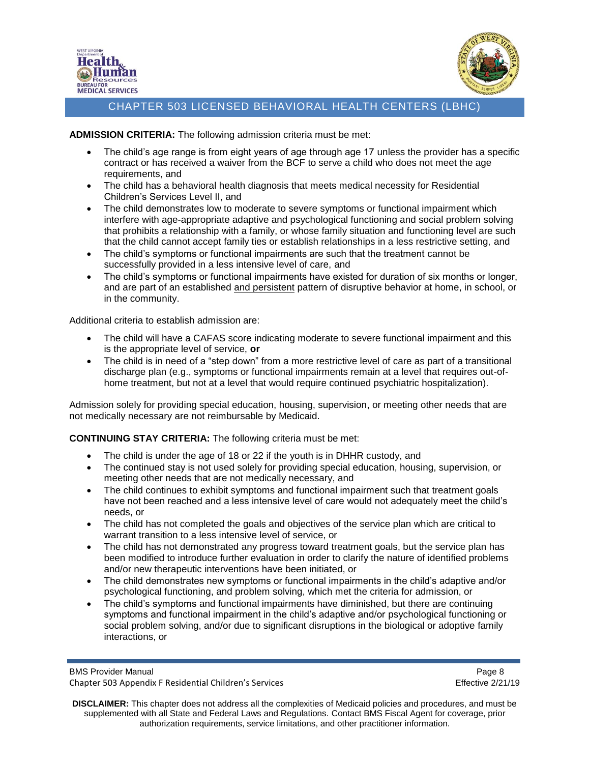**ADMISSION CRITERIA:** The following admission criteria must be met:

- The child's age range is from eight years of age through age 17 unless the provider has a specific contract or has received a waiver from the BCF to serve a child who does not meet the age requirements, and
- The child has a behavioral health diagnosis that meets medical necessity for Residential Children's Services Level II, and
- The child demonstrates low to moderate to severe symptoms or functional impairment which interfere with age-appropriate adaptive and psychological functioning and social problem solving that prohibits a relationship with a family, or whose family situation and functioning level are such that the child cannot accept family ties or establish relationships in a less restrictive setting, and
- The child's symptoms or functional impairments are such that the treatment cannot be successfully provided in a less intensive level of care, and
- The child's symptoms or functional impairments have existed for duration of six months or longer, and are part of an established <u>and persistent</u> pattern of disruptive behavior at home, in school, or in the community.

Additional criteria to establish admission are:

- The child will have a CAFAS score indicating moderate to severe functional impairment and this is the appropriate level of service, **or**
- The child is in need of a "step down" from a more restrictive level of care as part of a transitional discharge plan (e.g., symptoms or functional impairments remain at a level that requires out-of-home treatment, but not at a level that would require continued psychiatric hospitalization).

Admission solely for providing special education, housing, supervision, or meeting other needs that are not medically necessary are not reimbursable by Medicaid.

**CONTINUING STAY CRITERIA:** The following criteria must be met:

- The child is under the age of 18 or 22 if the youth is in DHHR custody, and
- The continued stay is not used solely for providing special education, housing, supervision, or meeting other needs that are not medically necessary, and
- The child continues to exhibit symptoms and functional impairment such that treatment goals have not been reached and a less intensive level of care would not adequately meet the child's needs, or
- The child has not completed the goals and objectives of the service plan which are critical to warrant transition to a less intensive level of service, or
- The child has not demonstrated any progress toward treatment goals, but the service plan has been modified to introduce further evaluation in order to clarify the nature of identified problems and/or new therapeutic interventions have been initiated, or
- The child demonstrates new symptoms or functional impairments in the child's adaptive and/or psychological functioning, and problem solving, which met the criteria for admission, or
- The child's symptoms and functional impairments have diminished, but there are continuing symptoms and functional impairment in the child's adaptive and/or psychological functioning or social problem solving, and/or due to significant disruptions in the biological or adoptive family interactions, or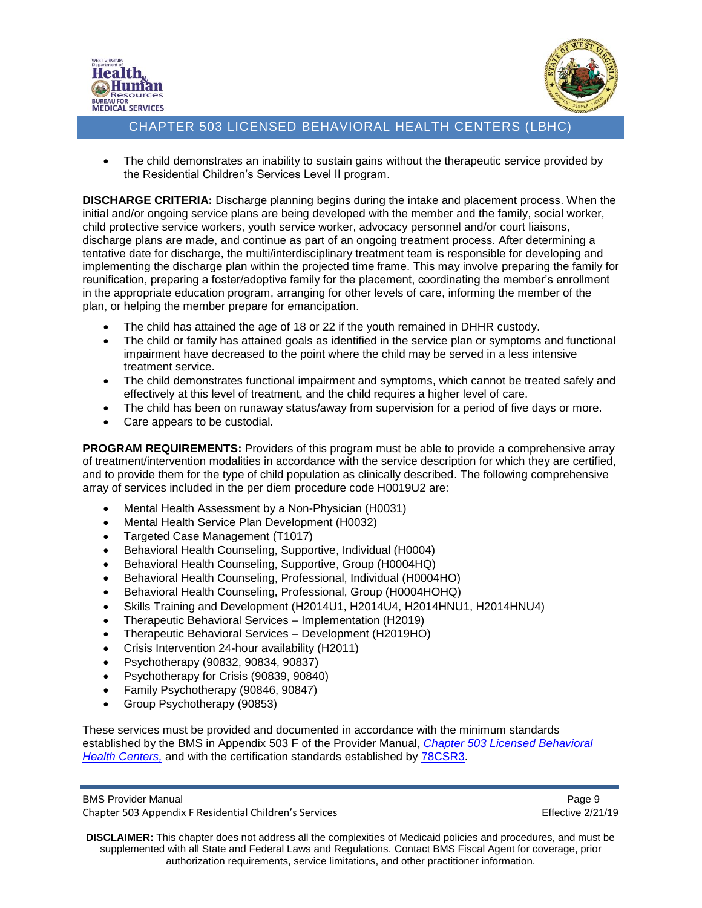- The child demonstrates an inability to sustain gains without the therapeutic service provided by the Residential Children's Services Level II program.

**DISCHARGE CRITERIA:** Discharge planning begins during the intake and placement process. When the initial and/or ongoing service plans are being developed with the member and the family, social worker, child protective service workers, youth service worker, advocacy personnel and/or court liaisons, discharge plans are made, and continue as part of an ongoing treatment process. After determining a tentative date for discharge, the multi/interdisciplinary treatment team is responsible for developing and implementing the discharge plan within the projected time frame. This may involve preparing the family for reunification, preparing a foster/adoptive family for the placement, coordinating the member's enrollment in the appropriate education program, arranging for other levels of care, informing the member of the plan, or helping the member prepare for emancipation.

- The child has attained the age of 18 or 22 if the youth remained in DHHR custody.
- The child or family has attained goals as identified in the service plan or symptoms and functional impairment have decreased to the point where the child may be served in a less intensive treatment service.
- The child demonstrates functional impairment and symptoms, which cannot be treated safely and effectively at this level of treatment, and the child requires a higher level of care.
- The child has been on runaway status/away from supervision for a period of five days or more.
- Care appears to be custodial.

**PROGRAM REQUIREMENTS:** Providers of this program must be able to provide a comprehensive array of treatment/intervention modalities in accordance with the service description for which they are certified, and to provide them for the type of child population as clinically described. The following comprehensive array of services included in the per diem procedure code H0019U2 are:

- Mental Health Assessment by a Non-Physician (H0031)
- Mental Health Service Plan Development (H0032)
- Targeted Case Management (T1017)
- Behavioral Health Counseling, Supportive, Individual (H0004)
- Behavioral Health Counseling, Supportive, Group (H0004HQ)
- Behavioral Health Counseling, Professional, Individual (H0004HO)
- Behavioral Health Counseling, Professional, Group (H0004HOHQ)
- Skills Training and Development (H2014U1, H2014U4, H2014HNU1, H2014HNU4)
- Therapeutic Behavioral Services – Implementation (H2019)
- Therapeutic Behavioral Services – Development (H2019HO)
- Crisis Intervention 24-hour availability (H2011)
- Psychotherapy (90832, 90834, 90837)
- Psychotherapy for Crisis (90839, 90840)
- Family Psychotherapy (90846, 90847)
- Group Psychotherapy (90853)

These services must be provided and documented in accordance with the minimum standards established by the BMS in Appendix 503 F of the Provider Manual, *Chapter 503 Licensed Behavioral Health Centers,* and with the certification standards established by 78CSR3.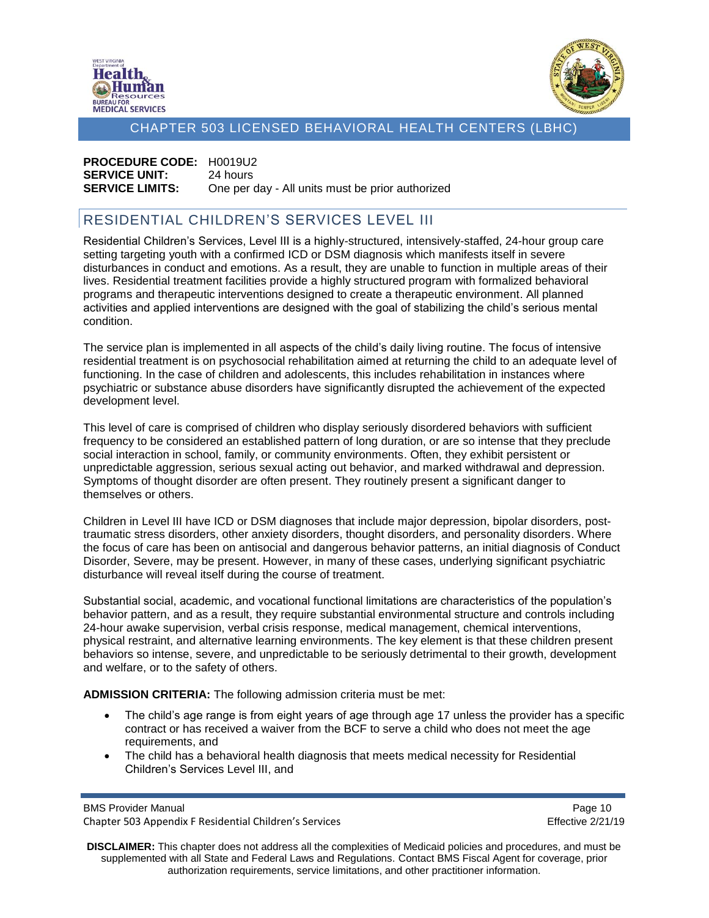**PROCEDURE CODE:** H0019U2
**SERVICE UNIT:** 24 hours
**SERVICE LIMITS:** One per day - All units must be prior authorized

## RESIDENTIAL CHILDREN'S SERVICES LEVEL III

Residential Children's Services, Level III is a highly-structured, intensively-staffed, 24-hour group care setting targeting youth with a confirmed ICD or DSM diagnosis which manifests itself in severe disturbances in conduct and emotions. As a result, they are unable to function in multiple areas of their lives. Residential treatment facilities provide a highly structured program with formalized behavioral programs and therapeutic interventions designed to create a therapeutic environment. All planned activities and applied interventions are designed with the goal of stabilizing the child's serious mental condition.

The service plan is implemented in all aspects of the child's daily living routine. The focus of intensive residential treatment is on psychosocial rehabilitation aimed at returning the child to an adequate level of functioning. In the case of children and adolescents, this includes rehabilitation in instances where psychiatric or substance abuse disorders have significantly disrupted the achievement of the expected development level.

This level of care is comprised of children who display seriously disordered behaviors with sufficient frequency to be considered an established pattern of long duration, or are so intense that they preclude social interaction in school, family, or community environments. Often, they exhibit persistent or unpredictable aggression, serious sexual acting out behavior, and marked withdrawal and depression. Symptoms of thought disorder are often present. They routinely present a significant danger to themselves or others.

Children in Level III have ICD or DSM diagnoses that include major depression, bipolar disorders, post-traumatic stress disorders, other anxiety disorders, thought disorders, and personality disorders. Where the focus of care has been on antisocial and dangerous behavior patterns, an initial diagnosis of Conduct Disorder, Severe, may be present. However, in many of these cases, underlying significant psychiatric disturbance will reveal itself during the course of treatment.

Substantial social, academic, and vocational functional limitations are characteristics of the population's behavior pattern, and as a result, they require substantial environmental structure and controls including 24-hour awake supervision, verbal crisis response, medical management, chemical interventions, physical restraint, and alternative learning environments. The key element is that these children present behaviors so intense, severe, and unpredictable to be seriously detrimental to their growth, development and welfare, or to the safety of others.

**ADMISSION CRITERIA:** The following admission criteria must be met:

- The child's age range is from eight years of age through age 17 unless the provider has a specific contract or has received a waiver from the BCF to serve a child who does not meet the age requirements, and
- The child has a behavioral health diagnosis that meets medical necessity for Residential Children's Services Level III, and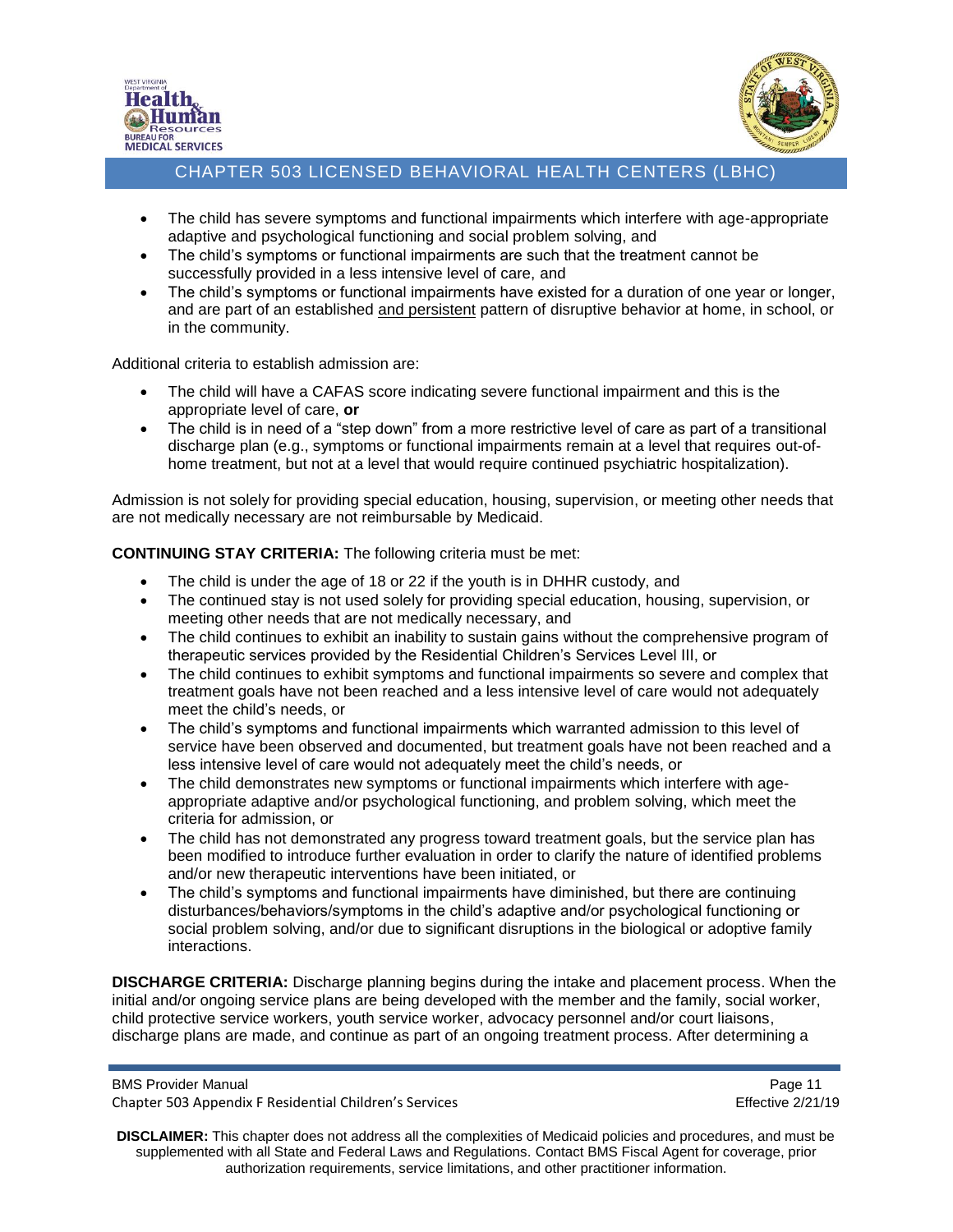- The child has severe symptoms and functional impairments which interfere with age-appropriate adaptive and psychological functioning and social problem solving, and
- The child's symptoms or functional impairments are such that the treatment cannot be successfully provided in a less intensive level of care, and
- The child's symptoms or functional impairments have existed for a duration of one year or longer, and are part of an established and persistent pattern of disruptive behavior at home, in school, or in the community.

Additional criteria to establish admission are:

- The child will have a CAFAS score indicating severe functional impairment and this is the appropriate level of care, **or**
- The child is in need of a "step down" from a more restrictive level of care as part of a transitional discharge plan (e.g., symptoms or functional impairments remain at a level that requires out-of-home treatment, but not at a level that would require continued psychiatric hospitalization).

Admission is not solely for providing special education, housing, supervision, or meeting other needs that are not medically necessary are not reimbursable by Medicaid.

**CONTINUING STAY CRITERIA:** The following criteria must be met:

- The child is under the age of 18 or 22 if the youth is in DHHR custody, and
- The continued stay is not used solely for providing special education, housing, supervision, or meeting other needs that are not medically necessary, and
- The child continues to exhibit an inability to sustain gains without the comprehensive program of therapeutic services provided by the Residential Children's Services Level III, or
- The child continues to exhibit symptoms and functional impairments so severe and complex that treatment goals have not been reached and a less intensive level of care would not adequately meet the child's needs, or
- The child's symptoms and functional impairments which warranted admission to this level of service have been observed and documented, but treatment goals have not been reached and a less intensive level of care would not adequately meet the child's needs, or
- The child demonstrates new symptoms or functional impairments which interfere with age-appropriate adaptive and/or psychological functioning, and problem solving, which meet the criteria for admission, or
- The child has not demonstrated any progress toward treatment goals, but the service plan has been modified to introduce further evaluation in order to clarify the nature of identified problems and/or new therapeutic interventions have been initiated, or
- The child's symptoms and functional impairments have diminished, but there are continuing disturbances/behaviors/symptoms in the child's adaptive and/or psychological functioning or social problem solving, and/or due to significant disruptions in the biological or adoptive family interactions.

**DISCHARGE CRITERIA:** Discharge planning begins during the intake and placement process. When the initial and/or ongoing service plans are being developed with the member and the family, social worker, child protective service workers, youth service worker, advocacy personnel and/or court liaisons, discharge plans are made, and continue as part of an ongoing treatment process. After determining a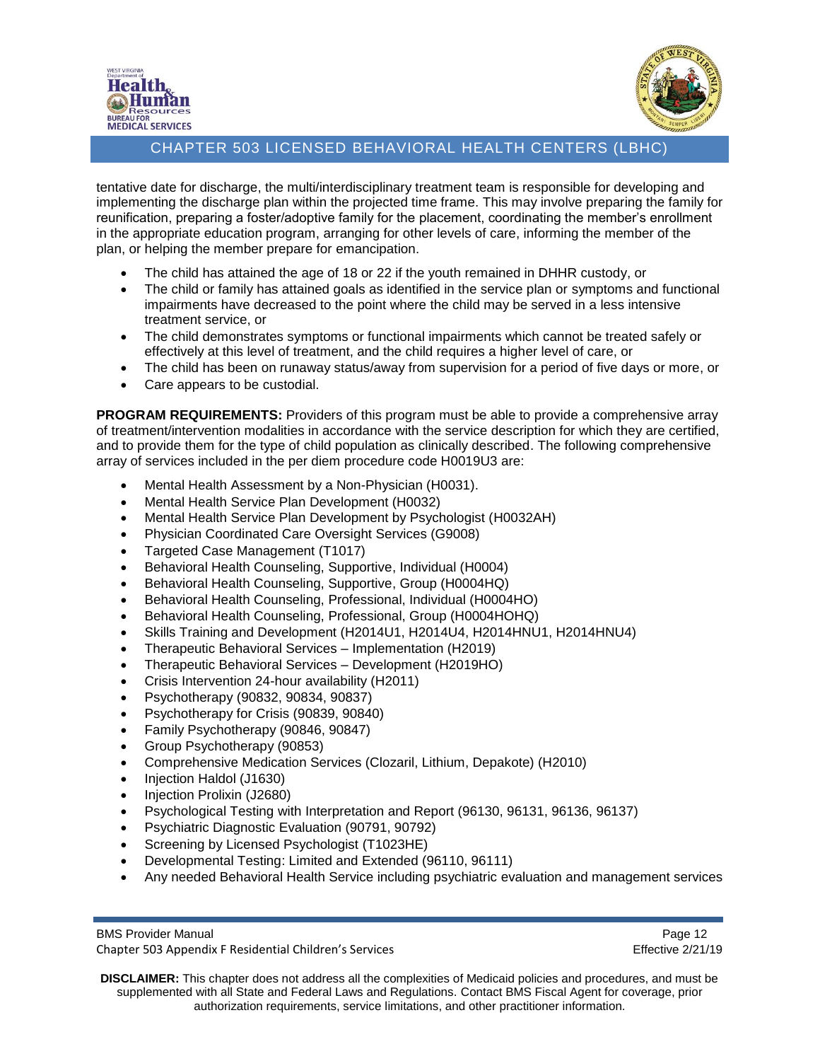tentative date for discharge, the multi/interdisciplinary treatment team is responsible for developing and implementing the discharge plan within the projected time frame. This may involve preparing the family for reunification, preparing a foster/adoptive family for the placement, coordinating the member's enrollment in the appropriate education program, arranging for other levels of care, informing the member of the plan, or helping the member prepare for emancipation.

- The child has attained the age of 18 or 22 if the youth remained in DHHR custody, or
- The child or family has attained goals as identified in the service plan or symptoms and functional impairments have decreased to the point where the child may be served in a less intensive treatment service, or
- The child demonstrates symptoms or functional impairments which cannot be treated safely or effectively at this level of treatment, and the child requires a higher level of care, or
- The child has been on runaway status/away from supervision for a period of five days or more, or
- Care appears to be custodial.

**PROGRAM REQUIREMENTS:** Providers of this program must be able to provide a comprehensive array of treatment/intervention modalities in accordance with the service description for which they are certified, and to provide them for the type of child population as clinically described. The following comprehensive array of services included in the per diem procedure code H0019U3 are:

- Mental Health Assessment by a Non-Physician (H0031).
- Mental Health Service Plan Development (H0032)
- Mental Health Service Plan Development by Psychologist (H0032AH)
- Physician Coordinated Care Oversight Services (G9008)
- Targeted Case Management (T1017)
- Behavioral Health Counseling, Supportive, Individual (H0004)
- Behavioral Health Counseling, Supportive, Group (H0004HQ)
- Behavioral Health Counseling, Professional, Individual (H0004HO)
- Behavioral Health Counseling, Professional, Group (H0004HOHQ)
- Skills Training and Development (H2014U1, H2014U4, H2014HNU1, H2014HNU4)
- Therapeutic Behavioral Services – Implementation (H2019)
- Therapeutic Behavioral Services – Development (H2019HO)
- Crisis Intervention 24-hour availability (H2011)
- Psychotherapy (90832, 90834, 90837)
- Psychotherapy for Crisis (90839, 90840)
- Family Psychotherapy (90846, 90847)
- Group Psychotherapy (90853)
- Comprehensive Medication Services (Clozaril, Lithium, Depakote) (H2010)
- Injection Haldol (J1630)
- Injection Prolixin (J2680)
- Psychological Testing with Interpretation and Report (96130, 96131, 96136, 96137)
- Psychiatric Diagnostic Evaluation (90791, 90792)
- Screening by Licensed Psychologist (T1023HE)
- Developmental Testing: Limited and Extended (96110, 96111)
- Any needed Behavioral Health Service including psychiatric evaluation and management services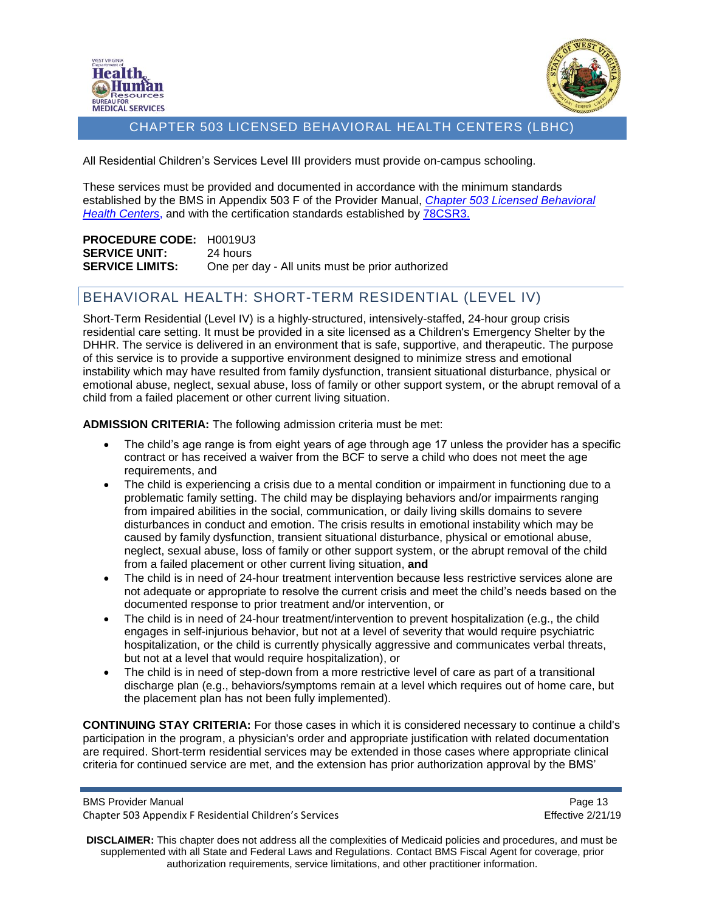All Residential Children's Services Level III providers must provide on-campus schooling.

These services must be provided and documented in accordance with the minimum standards established by the BMS in Appendix 503 F of the Provider Manual, *Chapter 503 Licensed Behavioral Health Centers*, and with the certification standards established by 78CSR3.

**PROCEDURE CODE:** H0019U3
**SERVICE UNIT:** 24 hours
**SERVICE LIMITS:** One per day - All units must be prior authorized

## BEHAVIORAL HEALTH: SHORT-TERM RESIDENTIAL (LEVEL IV)

Short-Term Residential (Level IV) is a highly-structured, intensively-staffed, 24-hour group crisis residential care setting. It must be provided in a site licensed as a Children's Emergency Shelter by the DHHR. The service is delivered in an environment that is safe, supportive, and therapeutic. The purpose of this service is to provide a supportive environment designed to minimize stress and emotional instability which may have resulted from family dysfunction, transient situational disturbance, physical or emotional abuse, neglect, sexual abuse, loss of family or other support system, or the abrupt removal of a child from a failed placement or other current living situation.

**ADMISSION CRITERIA:** The following admission criteria must be met:

- The child's age range is from eight years of age through age 17 unless the provider has a specific contract or has received a waiver from the BCF to serve a child who does not meet the age requirements, and
- The child is experiencing a crisis due to a mental condition or impairment in functioning due to a problematic family setting. The child may be displaying behaviors and/or impairments ranging from impaired abilities in the social, communication, or daily living skills domains to severe disturbances in conduct and emotion. The crisis results in emotional instability which may be caused by family dysfunction, transient situational disturbance, physical or emotional abuse, neglect, sexual abuse, loss of family or other support system, or the abrupt removal of the child from a failed placement or other current living situation, **and**
- The child is in need of 24-hour treatment intervention because less restrictive services alone are not adequate or appropriate to resolve the current crisis and meet the child's needs based on the documented response to prior treatment and/or intervention, or
- The child is in need of 24-hour treatment/intervention to prevent hospitalization (e.g., the child engages in self-injurious behavior, but not at a level of severity that would require psychiatric hospitalization, or the child is currently physically aggressive and communicates verbal threats, but not at a level that would require hospitalization), or
- The child is in need of step-down from a more restrictive level of care as part of a transitional discharge plan (e.g., behaviors/symptoms remain at a level which requires out of home care, but the placement plan has not been fully implemented).

**CONTINUING STAY CRITERIA:** For those cases in which it is considered necessary to continue a child's participation in the program, a physician's order and appropriate justification with related documentation are required. Short-term residential services may be extended in those cases where appropriate clinical criteria for continued service are met, and the extension has prior authorization approval by the BMS'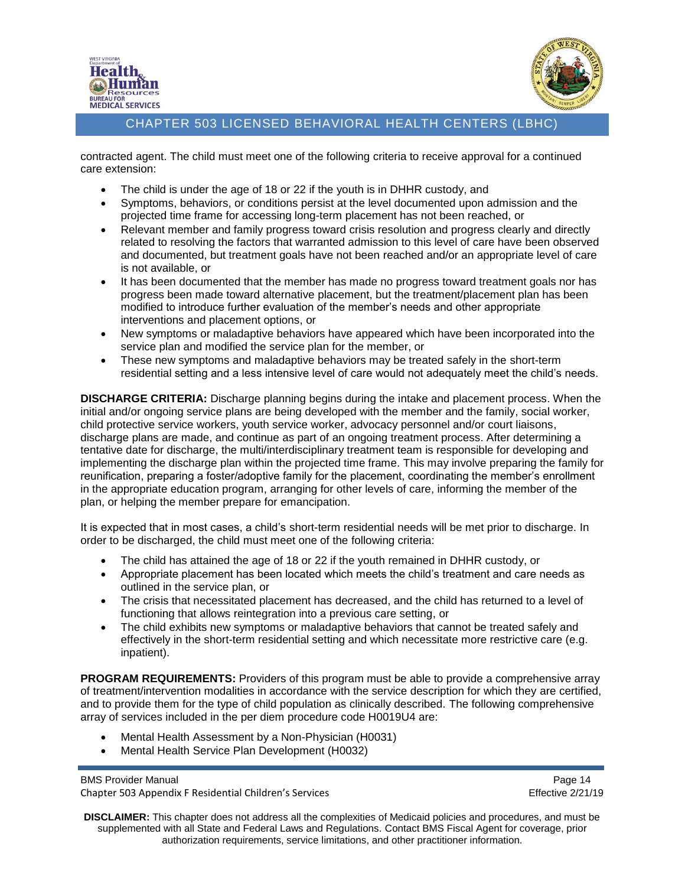contracted agent. The child must meet one of the following criteria to receive approval for a continued care extension:

- The child is under the age of 18 or 22 if the youth is in DHHR custody, and
- Symptoms, behaviors, or conditions persist at the level documented upon admission and the projected time frame for accessing long-term placement has not been reached, or
- Relevant member and family progress toward crisis resolution and progress clearly and directly related to resolving the factors that warranted admission to this level of care have been observed and documented, but treatment goals have not been reached and/or an appropriate level of care is not available, or
- It has been documented that the member has made no progress toward treatment goals nor has progress been made toward alternative placement, but the treatment/placement plan has been modified to introduce further evaluation of the member's needs and other appropriate interventions and placement options, or
- New symptoms or maladaptive behaviors have appeared which have been incorporated into the service plan and modified the service plan for the member, or
- These new symptoms and maladaptive behaviors may be treated safely in the short-term residential setting and a less intensive level of care would not adequately meet the child's needs.

**DISCHARGE CRITERIA:** Discharge planning begins during the intake and placement process. When the initial and/or ongoing service plans are being developed with the member and the family, social worker, child protective service workers, youth service worker, advocacy personnel and/or court liaisons, discharge plans are made, and continue as part of an ongoing treatment process. After determining a tentative date for discharge, the multi/interdisciplinary treatment team is responsible for developing and implementing the discharge plan within the projected time frame. This may involve preparing the family for reunification, preparing a foster/adoptive family for the placement, coordinating the member's enrollment in the appropriate education program, arranging for other levels of care, informing the member of the plan, or helping the member prepare for emancipation.

It is expected that in most cases, a child's short-term residential needs will be met prior to discharge. In order to be discharged, the child must meet one of the following criteria:

- The child has attained the age of 18 or 22 if the youth remained in DHHR custody, or
- Appropriate placement has been located which meets the child's treatment and care needs as outlined in the service plan, or
- The crisis that necessitated placement has decreased, and the child has returned to a level of functioning that allows reintegration into a previous care setting, or
- The child exhibits new symptoms or maladaptive behaviors that cannot be treated safely and effectively in the short-term residential setting and which necessitate more restrictive care (e.g. inpatient).

**PROGRAM REQUIREMENTS:** Providers of this program must be able to provide a comprehensive array of treatment/intervention modalities in accordance with the service description for which they are certified, and to provide them for the type of child population as clinically described. The following comprehensive array of services included in the per diem procedure code H0019U4 are:

- Mental Health Assessment by a Non-Physician (H0031)
- Mental Health Service Plan Development (H0032)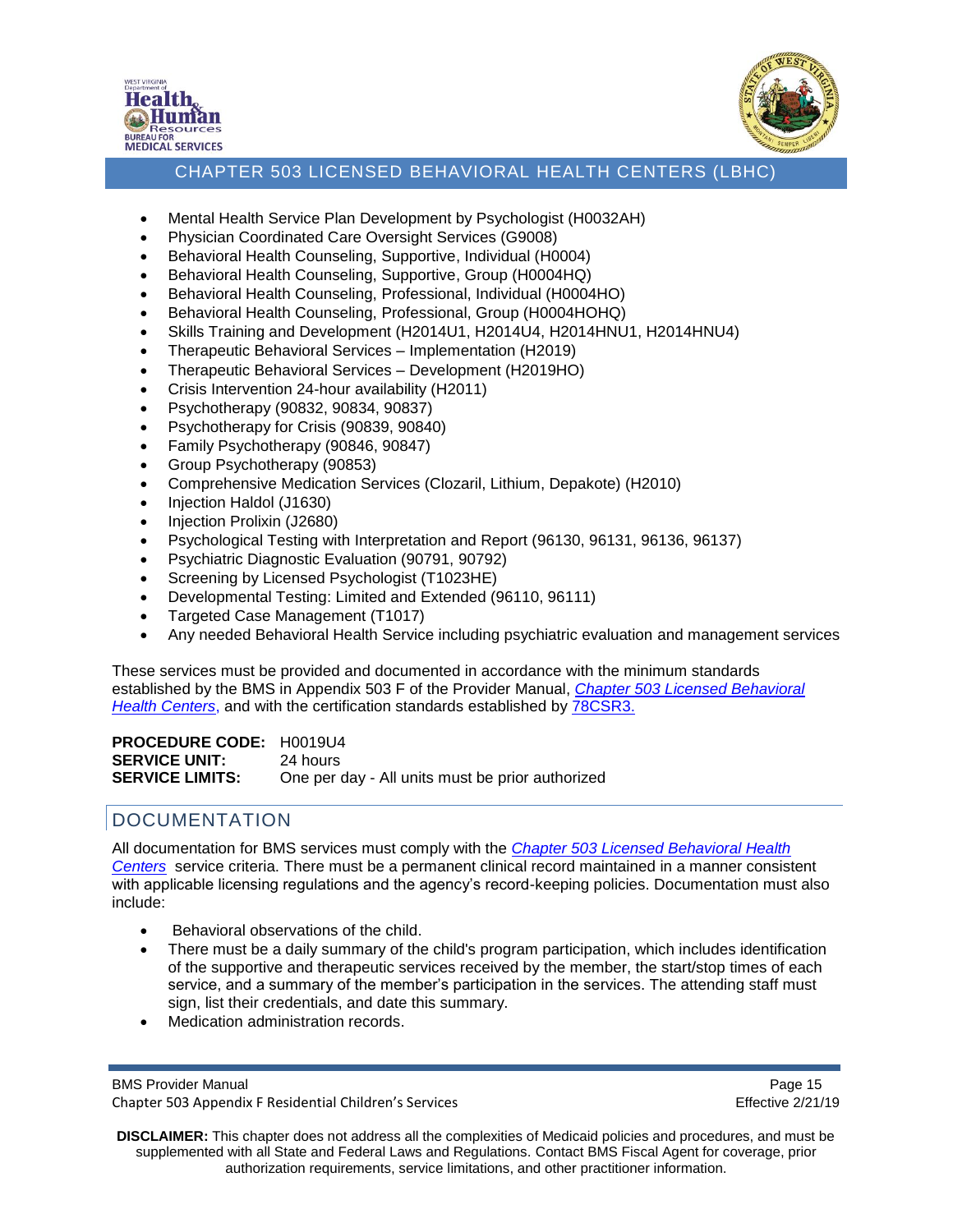- Mental Health Service Plan Development by Psychologist (H0032AH)
- Physician Coordinated Care Oversight Services (G9008)
- Behavioral Health Counseling, Supportive, Individual (H0004)
- Behavioral Health Counseling, Supportive, Group (H0004HQ)
- Behavioral Health Counseling, Professional, Individual (H0004HO)
- Behavioral Health Counseling, Professional, Group (H0004HOHQ)
- Skills Training and Development (H2014U1, H2014U4, H2014HNU1, H2014HNU4)
- Therapeutic Behavioral Services – Implementation (H2019)
- Therapeutic Behavioral Services – Development (H2019HO)
- Crisis Intervention 24-hour availability (H2011)
- Psychotherapy (90832, 90834, 90837)
- Psychotherapy for Crisis (90839, 90840)
- Family Psychotherapy (90846, 90847)
- Group Psychotherapy (90853)
- Comprehensive Medication Services (Clozaril, Lithium, Depakote) (H2010)
- Injection Haldol (J1630)
- Injection Prolixin (J2680)
- Psychological Testing with Interpretation and Report (96130, 96131, 96136, 96137)
- Psychiatric Diagnostic Evaluation (90791, 90792)
- Screening by Licensed Psychologist (T1023HE)
- Developmental Testing: Limited and Extended (96110, 96111)
- Targeted Case Management (T1017)
- Any needed Behavioral Health Service including psychiatric evaluation and management services

These services must be provided and documented in accordance with the minimum standards established by the BMS in Appendix 503 F of the Provider Manual, *Chapter 503 Licensed Behavioral Health Centers*, and with the certification standards established by 78CSR3.

**PROCEDURE CODE:** H0019U4
**SERVICE UNIT:** 24 hours
**SERVICE LIMITS:** One per day - All units must be prior authorized

## DOCUMENTATION

All documentation for BMS services must comply with the *Chapter 503 Licensed Behavioral Health Centers* service criteria. There must be a permanent clinical record maintained in a manner consistent with applicable licensing regulations and the agency's record-keeping policies. Documentation must also include:

- Behavioral observations of the child.
- There must be a daily summary of the child's program participation, which includes identification of the supportive and therapeutic services received by the member, the start/stop times of each service, and a summary of the member's participation in the services. The attending staff must sign, list their credentials, and date this summary.
- Medication administration records.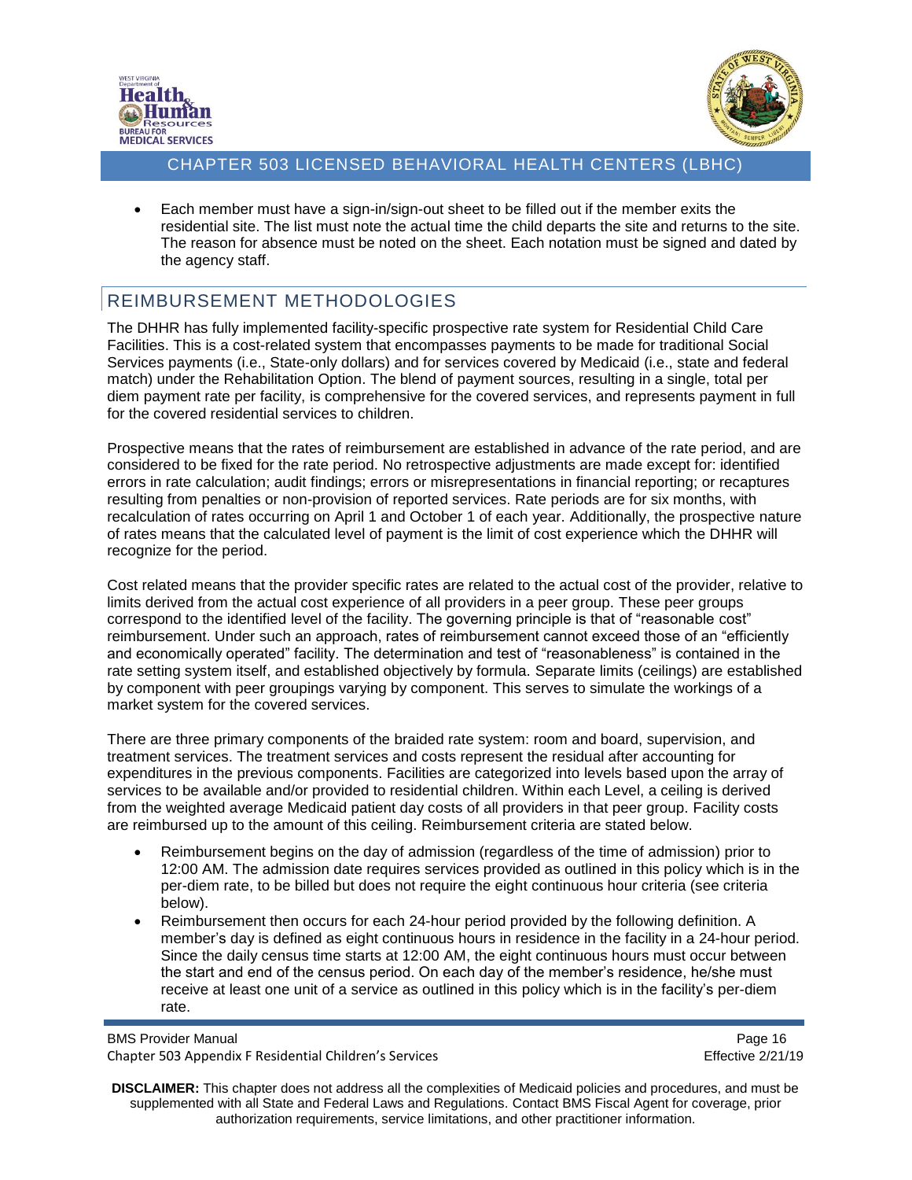- Each member must have a sign-in/sign-out sheet to be filled out if the member exits the residential site. The list must note the actual time the child departs the site and returns to the site. The reason for absence must be noted on the sheet. Each notation must be signed and dated by the agency staff.

## REIMBURSEMENT METHODOLOGIES

The DHHR has fully implemented facility-specific prospective rate system for Residential Child Care Facilities. This is a cost-related system that encompasses payments to be made for traditional Social Services payments (i.e., State-only dollars) and for services covered by Medicaid (i.e., state and federal match) under the Rehabilitation Option. The blend of payment sources, resulting in a single, total per diem payment rate per facility, is comprehensive for the covered services, and represents payment in full for the covered residential services to children.

Prospective means that the rates of reimbursement are established in advance of the rate period, and are considered to be fixed for the rate period. No retrospective adjustments are made except for: identified errors in rate calculation; audit findings; errors or misrepresentations in financial reporting; or recaptures resulting from penalties or non-provision of reported services. Rate periods are for six months, with recalculation of rates occurring on April 1 and October 1 of each year. Additionally, the prospective nature of rates means that the calculated level of payment is the limit of cost experience which the DHHR will recognize for the period.

Cost related means that the provider specific rates are related to the actual cost of the provider, relative to limits derived from the actual cost experience of all providers in a peer group. These peer groups correspond to the identified level of the facility. The governing principle is that of "reasonable cost" reimbursement. Under such an approach, rates of reimbursement cannot exceed those of an "efficiently and economically operated" facility. The determination and test of "reasonableness" is contained in the rate setting system itself, and established objectively by formula. Separate limits (ceilings) are established by component with peer groupings varying by component. This serves to simulate the workings of a market system for the covered services.

There are three primary components of the braided rate system: room and board, supervision, and treatment services. The treatment services and costs represent the residual after accounting for expenditures in the previous components. Facilities are categorized into levels based upon the array of services to be available and/or provided to residential children. Within each Level, a ceiling is derived from the weighted average Medicaid patient day costs of all providers in that peer group. Facility costs are reimbursed up to the amount of this ceiling. Reimbursement criteria are stated below.

- Reimbursement begins on the day of admission (regardless of the time of admission) prior to 12:00 AM. The admission date requires services provided as outlined in this policy which is in the per-diem rate, to be billed but does not require the eight continuous hour criteria (see criteria below).
- Reimbursement then occurs for each 24-hour period provided by the following definition. A member's day is defined as eight continuous hours in residence in the facility in a 24-hour period. Since the daily census time starts at 12:00 AM, the eight continuous hours must occur between the start and end of the census period. On each day of the member's residence, he/she must receive at least one unit of a service as outlined in this policy which is in the facility's per-diem rate.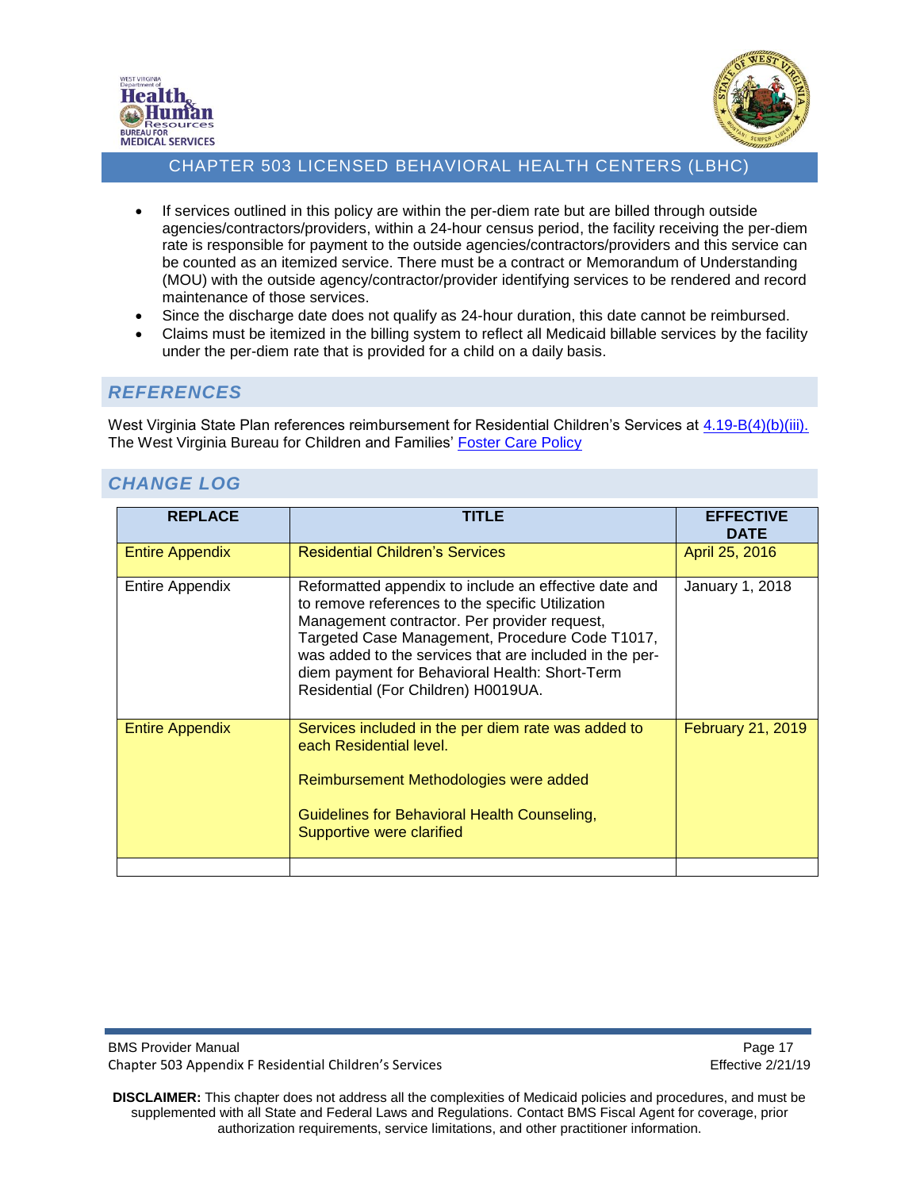- If services outlined in this policy are within the per-diem rate but are billed through outside agencies/contractors/providers, within a 24-hour census period, the facility receiving the per-diem rate is responsible for payment to the outside agencies/contractors/providers and this service can be counted as an itemized service. There must be a contract or Memorandum of Understanding (MOU) with the outside agency/contractor/provider identifying services to be rendered and record maintenance of those services.
- Since the discharge date does not qualify as 24-hour duration, this date cannot be reimbursed.
- Claims must be itemized in the billing system to reflect all Medicaid billable services by the facility under the per-diem rate that is provided for a child on a daily basis.

## REFERENCES

West Virginia State Plan references reimbursement for Residential Children's Services at 4.19-B(4)(b)(iii).
The West Virginia Bureau for Children and Families' Foster Care Policy

## CHANGE LOG

| REPLACE | TITLE | EFFECTIVE DATE |
|---|---|---|
| Entire Appendix | Residential Children's Services | April 25, 2016 |
| Entire Appendix | Reformatted appendix to include an effective date and to remove references to the specific Utilization Management contractor. Per provider request, Targeted Case Management, Procedure Code T1017, was added to the services that are included in the per-diem payment for Behavioral Health: Short-Term Residential (For Children) H0019UA. | January 1, 2018 |
| Entire Appendix | Services included in the per diem rate was added to each Residential level.<br><br>Reimbursement Methodologies were added<br><br>Guidelines for Behavioral Health Counseling, Supportive were clarified | February 21, 2019 |
| | | |

**DISCLAIMER:** This chapter does not address all the complexities of Medicaid policies and procedures, and must be supplemented with all State and Federal Laws and Regulations. Contact BMS Fiscal Agent for coverage, prior authorization requirements, service limitations, and other practitioner information.